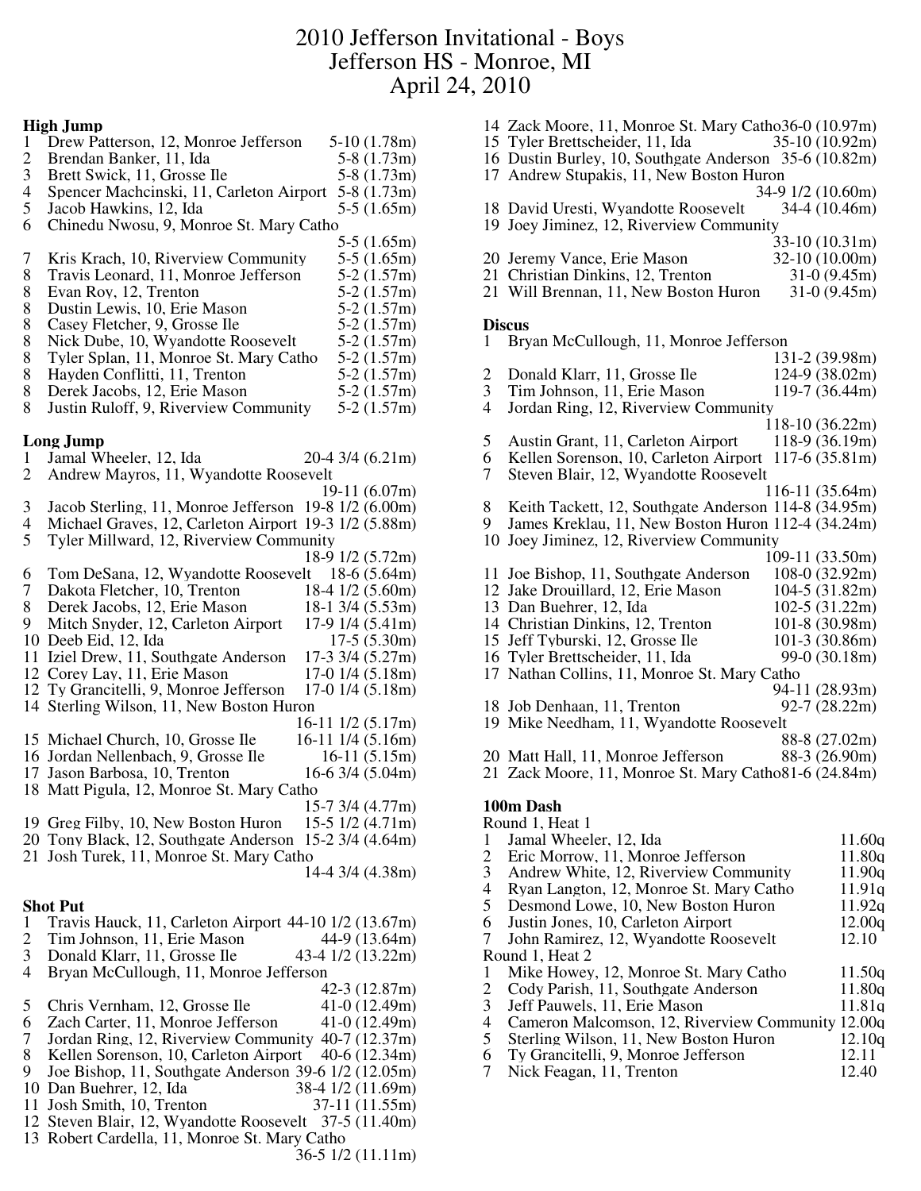# 2010 Jefferson Invitational - Boys
## Jefferson HS - Monroe, MI
## April 24, 2010

**High Jump**

1 Drew Patterson, 12, Monroe Jefferson 5-10 (1.78m)
2 Brendan Banker, 11, Ida 5-8 (1.73m)
3 Brett Swick, 11, Grosse Ile 5-8 (1.73m)
4 Spencer Machcinski, 11, Carleton Airport 5-8 (1.73m)
5 Jacob Hawkins, 12, Ida 5-5 (1.65m)
6 Chinedu Nwosu, 9, Monroe St. Mary Catho 5-5 (1.65m)
7 Kris Krach, 10, Riverview Community 5-5 (1.65m)
8 Travis Leonard, 11, Monroe Jefferson 5-2 (1.57m)
8 Evan Roy, 12, Trenton 5-2 (1.57m)
8 Dustin Lewis, 10, Erie Mason 5-2 (1.57m)
8 Casey Fletcher, 9, Grosse Ile 5-2 (1.57m)
8 Nick Dube, 10, Wyandotte Roosevelt 5-2 (1.57m)
8 Tyler Splan, 11, Monroe St. Mary Catho 5-2 (1.57m)
8 Hayden Conflitti, 11, Trenton 5-2 (1.57m)
8 Derek Jacobs, 12, Erie Mason 5-2 (1.57m)
8 Justin Ruloff, 9, Riverview Community 5-2 (1.57m)

**Long Jump**

1 Jamal Wheeler, 12, Ida 20-4 3/4 (6.21m)
2 Andrew Mayros, 11, Wyandotte Roosevelt 19-11 (6.07m)
3 Jacob Sterling, 11, Monroe Jefferson 19-8 1/2 (6.00m)
4 Michael Graves, 12, Carleton Airport 19-3 1/2 (5.88m)
5 Tyler Millward, 12, Riverview Community 18-9 1/2 (5.72m)
6 Tom DeSana, 12, Wyandotte Roosevelt 18-6 (5.64m)
7 Dakota Fletcher, 10, Trenton 18-4 1/2 (5.60m)
8 Derek Jacobs, 12, Erie Mason 18-1 3/4 (5.53m)
9 Mitch Snyder, 12, Carleton Airport 17-9 1/4 (5.41m)
10 Deeb Eid, 12, Ida 17-5 (5.30m)
11 Iziel Drew, 11, Southgate Anderson 17-3 3/4 (5.27m)
12 Corey Lay, 11, Erie Mason 17-0 1/4 (5.18m)
12 Ty Grancitelli, 9, Monroe Jefferson 17-0 1/4 (5.18m)
14 Sterling Wilson, 11, New Boston Huron 16-11 1/2 (5.17m)
15 Michael Church, 10, Grosse Ile 16-11 1/4 (5.16m)
16 Jordan Nellenbach, 9, Grosse Ile 16-11 (5.15m)
17 Jason Barbosa, 10, Trenton 16-6 3/4 (5.04m)
18 Matt Pigula, 12, Monroe St. Mary Catho 15-7 3/4 (4.77m)
19 Greg Filby, 10, New Boston Huron 15-5 1/2 (4.71m)
20 Tony Black, 12, Southgate Anderson 15-2 3/4 (4.64m)
21 Josh Turek, 11, Monroe St. Mary Catho 14-4 3/4 (4.38m)

**Shot Put**

1 Travis Hauck, 11, Carleton Airport 44-10 1/2 (13.67m)
2 Tim Johnson, 11, Erie Mason 44-9 (13.64m)
3 Donald Klarr, 11, Grosse Ile 43-4 1/2 (13.22m)
4 Bryan McCullough, 11, Monroe Jefferson 42-3 (12.87m)
5 Chris Vernham, 12, Grosse Ile 41-0 (12.49m)
6 Zach Carter, 11, Monroe Jefferson 41-0 (12.49m)
7 Jordan Ring, 12, Riverview Community 40-7 (12.37m)
8 Kellen Sorenson, 10, Carleton Airport 40-6 (12.34m)
9 Joe Bishop, 11, Southgate Anderson 39-6 1/2 (12.05m)
10 Dan Buehrer, 12, Ida 38-4 1/2 (11.69m)
11 Josh Smith, 10, Trenton 37-11 (11.55m)
12 Steven Blair, 12, Wyandotte Roosevelt 37-5 (11.40m)
13 Robert Cardella, 11, Monroe St. Mary Catho 36-5 1/2 (11.11m)
14 Zack Moore, 11, Monroe St. Mary Catho 36-0 (10.97m)
15 Tyler Brettscheider, 11, Ida 35-10 (10.92m)
16 Dustin Burley, 10, Southgate Anderson 35-6 (10.82m)
17 Andrew Stupakis, 11, New Boston Huron 34-9 1/2 (10.60m)
18 David Uresti, Wyandotte Roosevelt 34-4 (10.46m)
19 Joey Jiminez, 12, Riverview Community 33-10 (10.31m)
20 Jeremy Vance, Erie Mason 32-10 (10.00m)
21 Christian Dinkins, 12, Trenton 31-0 (9.45m)
21 Will Brennan, 11, New Boston Huron 31-0 (9.45m)

**Discus**

1 Bryan McCullough, 11, Monroe Jefferson 131-2 (39.98m)
2 Donald Klarr, 11, Grosse Ile 124-9 (38.02m)
3 Tim Johnson, 11, Erie Mason 119-7 (36.44m)
4 Jordan Ring, 12, Riverview Community 118-10 (36.22m)
5 Austin Grant, 11, Carleton Airport 118-9 (36.19m)
6 Kellen Sorenson, 10, Carleton Airport 117-6 (35.81m)
7 Steven Blair, 12, Wyandotte Roosevelt 116-11 (35.64m)
8 Keith Tackett, 12, Southgate Anderson 114-8 (34.95m)
9 James Kreklau, 11, New Boston Huron 112-4 (34.24m)
10 Joey Jiminez, 12, Riverview Community 109-11 (33.50m)
11 Joe Bishop, 11, Southgate Anderson 108-0 (32.92m)
12 Jake Drouillard, 12, Erie Mason 104-5 (31.82m)
13 Dan Buehrer, 12, Ida 102-5 (31.22m)
14 Christian Dinkins, 12, Trenton 101-8 (30.98m)
15 Jeff Tyburski, 12, Grosse Ile 101-3 (30.86m)
16 Tyler Brettscheider, 11, Ida 99-0 (30.18m)
17 Nathan Collins, 11, Monroe St. Mary Catho 94-11 (28.93m)
18 Job Denhaan, 11, Trenton 92-7 (28.22m)
19 Mike Needham, 11, Wyandotte Roosevelt 88-8 (27.02m)
20 Matt Hall, 11, Monroe Jefferson 88-3 (26.90m)
21 Zack Moore, 11, Monroe St. Mary Catho 81-6 (24.84m)

**100m Dash**

Round 1, Heat 1

1 Jamal Wheeler, 12, Ida 11.60q
2 Eric Morrow, 11, Monroe Jefferson 11.80q
3 Andrew White, 12, Riverview Community 11.90q
4 Ryan Langton, 12, Monroe St. Mary Catho 11.91q
5 Desmond Lowe, 10, New Boston Huron 11.92q
6 Justin Jones, 10, Carleton Airport 12.00q
7 John Ramirez, 12, Wyandotte Roosevelt 12.10

Round 1, Heat 2

1 Mike Howey, 12, Monroe St. Mary Catho 11.50q
2 Cody Parish, 11, Southgate Anderson 11.80q
3 Jeff Pauwels, 11, Erie Mason 11.81q
4 Cameron Malcomson, 12, Riverview Community 12.00q
5 Sterling Wilson, 11, New Boston Huron 12.10q
6 Ty Grancitelli, 9, Monroe Jefferson 12.11
7 Nick Feagan, 11, Trenton 12.40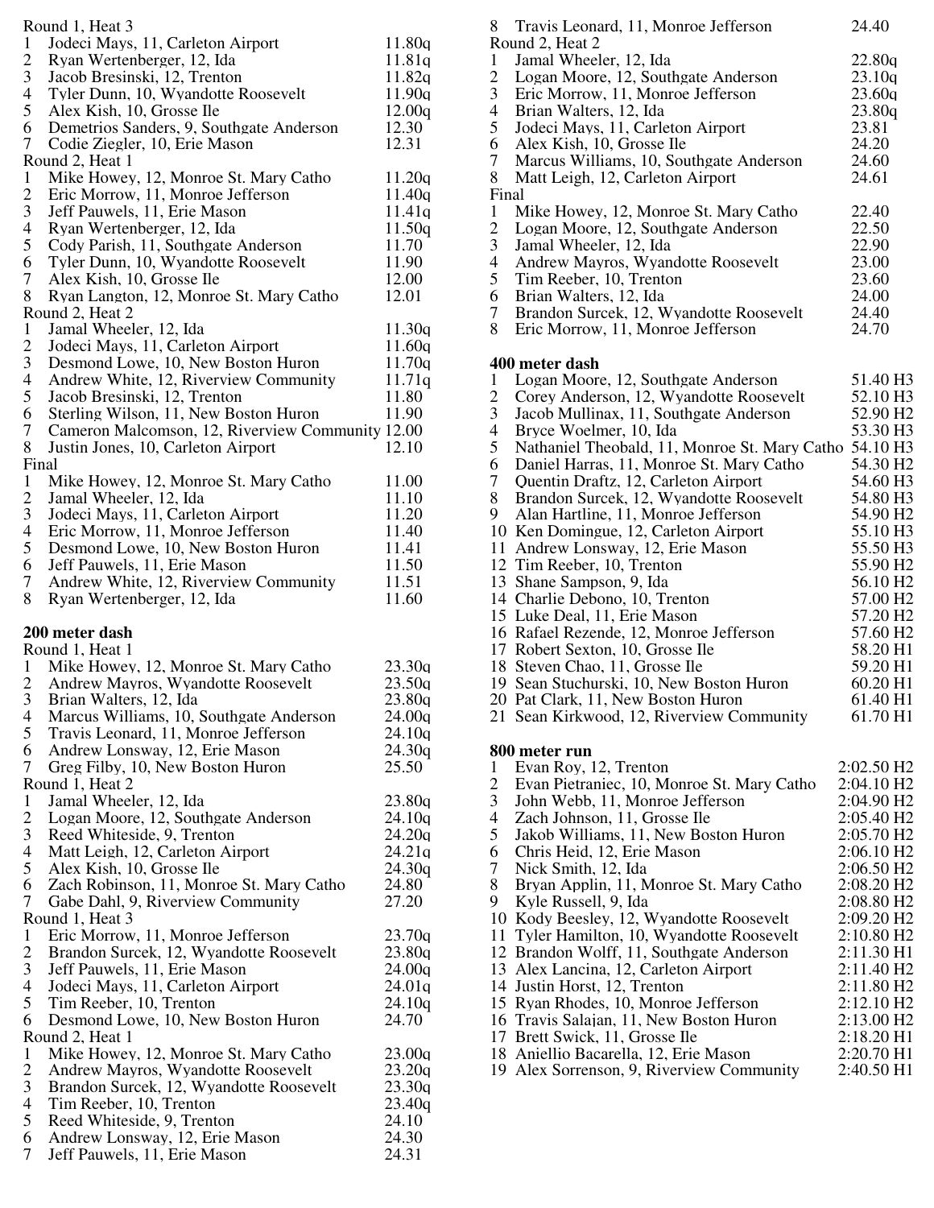Round 1, Heat 3

| | | |
|---|---|---|
| 1 | Jodeci Mays, 11, Carleton Airport | 11.80q |
| 2 | Ryan Wertenberger, 12, Ida | 11.81q |
| 3 | Jacob Bresinski, 12, Trenton | 11.82q |
| 4 | Tyler Dunn, 10, Wyandotte Roosevelt | 11.90q |
| 5 | Alex Kish, 10, Grosse Ile | 12.00q |
| 6 | Demetrios Sanders, 9, Southgate Anderson | 12.30 |
| 7 | Codie Ziegler, 10, Erie Mason | 12.31 |

Round 2, Heat 1

| | | |
|---|---|---|
| 1 | Mike Howey, 12, Monroe St. Mary Catho | 11.20q |
| 2 | Eric Morrow, 11, Monroe Jefferson | 11.40q |
| 3 | Jeff Pauwels, 11, Erie Mason | 11.41q |
| 4 | Ryan Wertenberger, 12, Ida | 11.50q |
| 5 | Cody Parish, 11, Southgate Anderson | 11.70 |
| 6 | Tyler Dunn, 10, Wyandotte Roosevelt | 11.90 |
| 7 | Alex Kish, 10, Grosse Ile | 12.00 |
| 8 | Ryan Langton, 12, Monroe St. Mary Catho | 12.01 |

Round 2, Heat 2

| | | |
|---|---|---|
| 1 | Jamal Wheeler, 12, Ida | 11.30q |
| 2 | Jodeci Mays, 11, Carleton Airport | 11.60q |
| 3 | Desmond Lowe, 10, New Boston Huron | 11.70q |
| 4 | Andrew White, 12, Riverview Community | 11.71q |
| 5 | Jacob Bresinski, 12, Trenton | 11.80 |
| 6 | Sterling Wilson, 11, New Boston Huron | 11.90 |
| 7 | Cameron Malcomson, 12, Riverview Community | 12.00 |
| 8 | Justin Jones, 10, Carleton Airport | 12.10 |

Final

| | | |
|---|---|---|
| 1 | Mike Howey, 12, Monroe St. Mary Catho | 11.00 |
| 2 | Jamal Wheeler, 12, Ida | 11.10 |
| 3 | Jodeci Mays, 11, Carleton Airport | 11.20 |
| 4 | Eric Morrow, 11, Monroe Jefferson | 11.40 |
| 5 | Desmond Lowe, 10, New Boston Huron | 11.41 |
| 6 | Jeff Pauwels, 11, Erie Mason | 11.50 |
| 7 | Andrew White, 12, Riverview Community | 11.51 |
| 8 | Ryan Wertenberger, 12, Ida | 11.60 |

**200 meter dash**

Round 1, Heat 1

| | | |
|---|---|---|
| 1 | Mike Howey, 12, Monroe St. Mary Catho | 23.30q |
| 2 | Andrew Mayros, Wyandotte Roosevelt | 23.50q |
| 3 | Brian Walters, 12, Ida | 23.80q |
| 4 | Marcus Williams, 10, Southgate Anderson | 24.00q |
| 5 | Travis Leonard, 11, Monroe Jefferson | 24.10q |
| 6 | Andrew Lonsway, 12, Erie Mason | 24.30q |
| 7 | Greg Filby, 10, New Boston Huron | 25.50 |

Round 1, Heat 2

| | | |
|---|---|---|
| 1 | Jamal Wheeler, 12, Ida | 23.80q |
| 2 | Logan Moore, 12, Southgate Anderson | 24.10q |
| 3 | Reed Whiteside, 9, Trenton | 24.20q |
| 4 | Matt Leigh, 12, Carleton Airport | 24.21q |
| 5 | Alex Kish, 10, Grosse Ile | 24.30q |
| 6 | Zach Robinson, 11, Monroe St. Mary Catho | 24.80 |
| 7 | Gabe Dahl, 9, Riverview Community | 27.20 |

Round 1, Heat 3

| | | |
|---|---|---|
| 1 | Eric Morrow, 11, Monroe Jefferson | 23.70q |
| 2 | Brandon Surcek, 12, Wyandotte Roosevelt | 23.80q |
| 3 | Jeff Pauwels, 11, Erie Mason | 24.00q |
| 4 | Jodeci Mays, 11, Carleton Airport | 24.01q |
| 5 | Tim Reeber, 10, Trenton | 24.10q |
| 6 | Desmond Lowe, 10, New Boston Huron | 24.70 |

Round 2, Heat 1

| | | |
|---|---|---|
| 1 | Mike Howey, 12, Monroe St. Mary Catho | 23.00q |
| 2 | Andrew Mayros, Wyandotte Roosevelt | 23.20q |
| 3 | Brandon Surcek, 12, Wyandotte Roosevelt | 23.30q |
| 4 | Tim Reeber, 10, Trenton | 23.40q |
| 5 | Reed Whiteside, 9, Trenton | 24.10 |
| 6 | Andrew Lonsway, 12, Erie Mason | 24.30 |
| 7 | Jeff Pauwels, 11, Erie Mason | 24.31 |
| 8 | Travis Leonard, 11, Monroe Jefferson | 24.40 |

Round 2, Heat 2

| | | |
|---|---|---|
| 1 | Jamal Wheeler, 12, Ida | 22.80q |
| 2 | Logan Moore, 12, Southgate Anderson | 23.10q |
| 3 | Eric Morrow, 11, Monroe Jefferson | 23.60q |
| 4 | Brian Walters, 12, Ida | 23.80q |
| 5 | Jodeci Mays, 11, Carleton Airport | 23.81 |
| 6 | Alex Kish, 10, Grosse Ile | 24.20 |
| 7 | Marcus Williams, 10, Southgate Anderson | 24.60 |
| 8 | Matt Leigh, 12, Carleton Airport | 24.61 |

Final

| | | |
|---|---|---|
| 1 | Mike Howey, 12, Monroe St. Mary Catho | 22.40 |
| 2 | Logan Moore, 12, Southgate Anderson | 22.50 |
| 3 | Jamal Wheeler, 12, Ida | 22.90 |
| 4 | Andrew Mayros, Wyandotte Roosevelt | 23.00 |
| 5 | Tim Reeber, 10, Trenton | 23.60 |
| 6 | Brian Walters, 12, Ida | 24.00 |
| 7 | Brandon Surcek, 12, Wyandotte Roosevelt | 24.40 |
| 8 | Eric Morrow, 11, Monroe Jefferson | 24.70 |

**400 meter dash**

| | | |
|---|---|---|
| 1 | Logan Moore, 12, Southgate Anderson | 51.40 H3 |
| 2 | Corey Anderson, 12, Wyandotte Roosevelt | 52.10 H3 |
| 3 | Jacob Mullinax, 11, Southgate Anderson | 52.90 H2 |
| 4 | Bryce Woelmer, 10, Ida | 53.30 H3 |
| 5 | Nathaniel Theobald, 11, Monroe St. Mary Catho | 54.10 H3 |
| 6 | Daniel Harras, 11, Monroe St. Mary Catho | 54.30 H2 |
| 7 | Quentin Draftz, 12, Carleton Airport | 54.60 H3 |
| 8 | Brandon Surcek, 12, Wyandotte Roosevelt | 54.80 H3 |
| 9 | Alan Hartline, 11, Monroe Jefferson | 54.90 H2 |
| 10 | Ken Domingue, 12, Carleton Airport | 55.10 H3 |
| 11 | Andrew Lonsway, 12, Erie Mason | 55.50 H3 |
| 12 | Tim Reeber, 10, Trenton | 55.90 H2 |
| 13 | Shane Sampson, 9, Ida | 56.10 H2 |
| 14 | Charlie Debono, 10, Trenton | 57.00 H2 |
| 15 | Luke Deal, 11, Erie Mason | 57.20 H2 |
| 16 | Rafael Rezende, 12, Monroe Jefferson | 57.60 H2 |
| 17 | Robert Sexton, 10, Grosse Ile | 58.20 H1 |
| 18 | Steven Chao, 11, Grosse Ile | 59.20 H1 |
| 19 | Sean Stuchurski, 10, New Boston Huron | 60.20 H1 |
| 20 | Pat Clark, 11, New Boston Huron | 61.40 H1 |
| 21 | Sean Kirkwood, 12, Riverview Community | 61.70 H1 |

**800 meter run**

| | | |
|---|---|---|
| 1 | Evan Roy, 12, Trenton | 2:02.50 H2 |
| 2 | Evan Pietraniec, 10, Monroe St. Mary Catho | 2:04.10 H2 |
| 3 | John Webb, 11, Monroe Jefferson | 2:04.90 H2 |
| 4 | Zach Johnson, 11, Grosse Ile | 2:05.40 H2 |
| 5 | Jakob Williams, 11, New Boston Huron | 2:05.70 H2 |
| 6 | Chris Heid, 12, Erie Mason | 2:06.10 H2 |
| 7 | Nick Smith, 12, Ida | 2:06.50 H2 |
| 8 | Bryan Applin, 11, Monroe St. Mary Catho | 2:08.20 H2 |
| 9 | Kyle Russell, 9, Ida | 2:08.80 H2 |
| 10 | Kody Beesley, 12, Wyandotte Roosevelt | 2:09.20 H2 |
| 11 | Tyler Hamilton, 10, Wyandotte Roosevelt | 2:10.80 H2 |
| 12 | Brandon Wolff, 11, Southgate Anderson | 2:11.30 H1 |
| 13 | Alex Lancina, 12, Carleton Airport | 2:11.40 H2 |
| 14 | Justin Horst, 12, Trenton | 2:11.80 H2 |
| 15 | Ryan Rhodes, 10, Monroe Jefferson | 2:12.10 H2 |
| 16 | Travis Salajan, 11, New Boston Huron | 2:13.00 H2 |
| 17 | Brett Swick, 11, Grosse Ile | 2:18.20 H1 |
| 18 | Aniellio Bacarella, 12, Erie Mason | 2:20.70 H1 |
| 19 | Alex Sorrenson, 9, Riverview Community | 2:40.50 H1 |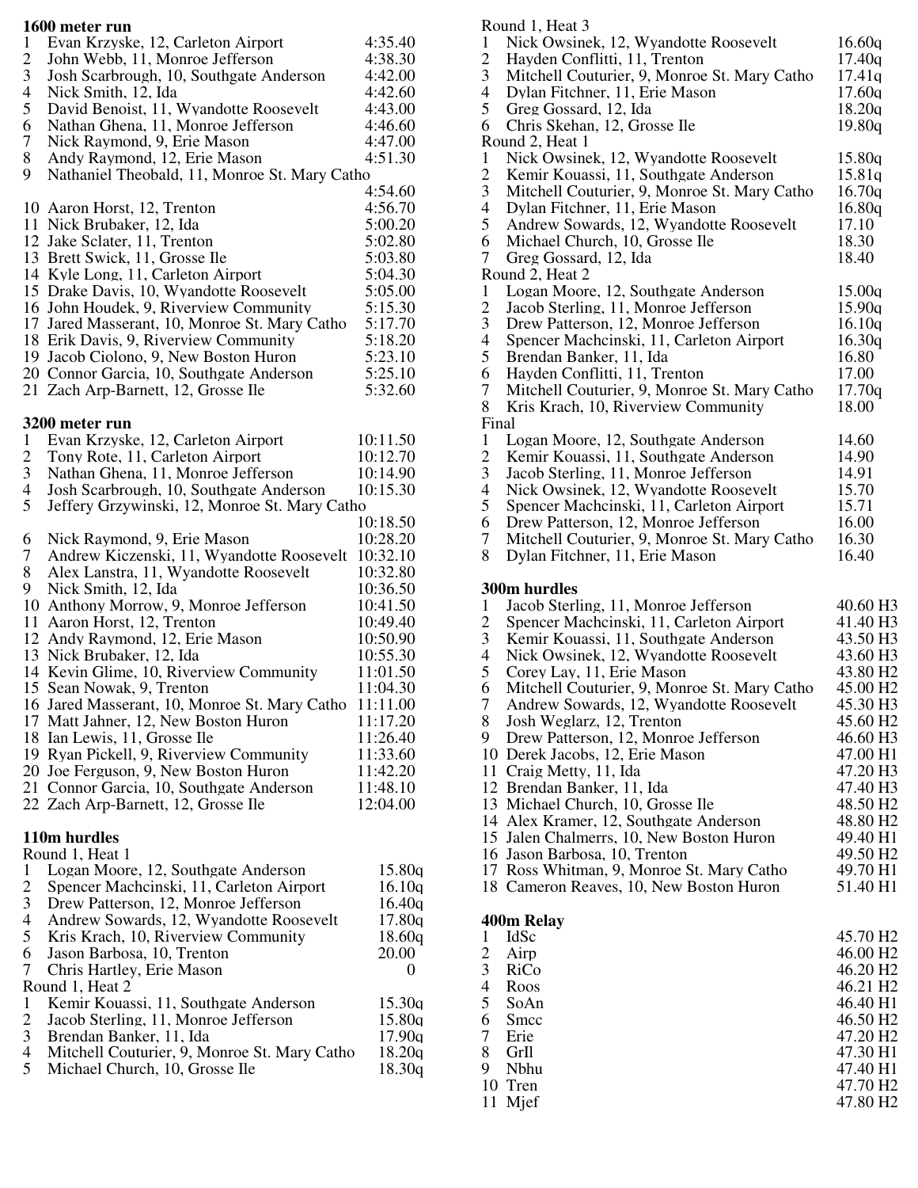**1600 meter run**

| | | |
|---|---|---|
| 1 | Evan Krzyske, 12, Carleton Airport | 4:35.40 |
| 2 | John Webb, 11, Monroe Jefferson | 4:38.30 |
| 3 | Josh Scarbrough, 10, Southgate Anderson | 4:42.00 |
| 4 | Nick Smith, 12, Ida | 4:42.60 |
| 5 | David Benoist, 11, Wyandotte Roosevelt | 4:43.00 |
| 6 | Nathan Ghena, 11, Monroe Jefferson | 4:46.60 |
| 7 | Nick Raymond, 9, Erie Mason | 4:47.00 |
| 8 | Andy Raymond, 12, Erie Mason | 4:51.30 |
| 9 | Nathaniel Theobald, 11, Monroe St. Mary Catho | 4:54.60 |
| 10 | Aaron Horst, 12, Trenton | 4:56.70 |
| 11 | Nick Brubaker, 12, Ida | 5:00.20 |
| 12 | Jake Sclater, 11, Trenton | 5:02.80 |
| 13 | Brett Swick, 11, Grosse Ile | 5:03.80 |
| 14 | Kyle Long, 11, Carleton Airport | 5:04.30 |
| 15 | Drake Davis, 10, Wyandotte Roosevelt | 5:05.00 |
| 16 | John Houdek, 9, Riverview Community | 5:15.30 |
| 17 | Jared Masserant, 10, Monroe St. Mary Catho | 5:17.70 |
| 18 | Erik Davis, 9, Riverview Community | 5:18.20 |
| 19 | Jacob Ciolono, 9, New Boston Huron | 5:23.10 |
| 20 | Connor Garcia, 10, Southgate Anderson | 5:25.10 |
| 21 | Zach Arp-Barnett, 12, Grosse Ile | 5:32.60 |

**3200 meter run**

| | | |
|---|---|---|
| 1 | Evan Krzyske, 12, Carleton Airport | 10:11.50 |
| 2 | Tony Rote, 11, Carleton Airport | 10:12.70 |
| 3 | Nathan Ghena, 11, Monroe Jefferson | 10:14.90 |
| 4 | Josh Scarbrough, 10, Southgate Anderson | 10:15.30 |
| 5 | Jeffery Grzywinski, 12, Monroe St. Mary Catho | 10:18.50 |
| 6 | Nick Raymond, 9, Erie Mason | 10:28.20 |
| 7 | Andrew Kiczenski, 11, Wyandotte Roosevelt | 10:32.10 |
| 8 | Alex Lanstra, 11, Wyandotte Roosevelt | 10:32.80 |
| 9 | Nick Smith, 12, Ida | 10:36.50 |
| 10 | Anthony Morrow, 9, Monroe Jefferson | 10:41.50 |
| 11 | Aaron Horst, 12, Trenton | 10:49.40 |
| 12 | Andy Raymond, 12, Erie Mason | 10:50.90 |
| 13 | Nick Brubaker, 12, Ida | 10:55.30 |
| 14 | Kevin Glime, 10, Riverview Community | 11:01.50 |
| 15 | Sean Nowak, 9, Trenton | 11:04.30 |
| 16 | Jared Masserant, 10, Monroe St. Mary Catho | 11:11.00 |
| 17 | Matt Jahner, 12, New Boston Huron | 11:17.20 |
| 18 | Ian Lewis, 11, Grosse Ile | 11:26.40 |
| 19 | Ryan Pickell, 9, Riverview Community | 11:33.60 |
| 20 | Joe Ferguson, 9, New Boston Huron | 11:42.20 |
| 21 | Connor Garcia, 10, Southgate Anderson | 11:48.10 |
| 22 | Zach Arp-Barnett, 12, Grosse Ile | 12:04.00 |

**110m hurdles**

Round 1, Heat 1

| | | |
|---|---|---|
| 1 | Logan Moore, 12, Southgate Anderson | 15.80q |
| 2 | Spencer Machcinski, 11, Carleton Airport | 16.10q |
| 3 | Drew Patterson, 12, Monroe Jefferson | 16.40q |
| 4 | Andrew Sowards, 12, Wyandotte Roosevelt | 17.80q |
| 5 | Kris Krach, 10, Riverview Community | 18.60q |
| 6 | Jason Barbosa, 10, Trenton | 20.00 |
| 7 | Chris Hartley, Erie Mason | 0 |

Round 1, Heat 2

| | | |
|---|---|---|
| 1 | Kemir Kouassi, 11, Southgate Anderson | 15.30q |
| 2 | Jacob Sterling, 11, Monroe Jefferson | 15.80q |
| 3 | Brendan Banker, 11, Ida | 17.90q |
| 4 | Mitchell Couturier, 9, Monroe St. Mary Catho | 18.20q |
| 5 | Michael Church, 10, Grosse Ile | 18.30q |

Round 1, Heat 3

| | | |
|---|---|---|
| 1 | Nick Owsinek, 12, Wyandotte Roosevelt | 16.60q |
| 2 | Hayden Conflitti, 11, Trenton | 17.40q |
| 3 | Mitchell Couturier, 9, Monroe St. Mary Catho | 17.41q |
| 4 | Dylan Fitchner, 11, Erie Mason | 17.60q |
| 5 | Greg Gossard, 12, Ida | 18.20q |
| 6 | Chris Skehan, 12, Grosse Ile | 19.80q |

Round 2, Heat 1

| | | |
|---|---|---|
| 1 | Nick Owsinek, 12, Wyandotte Roosevelt | 15.80q |
| 2 | Kemir Kouassi, 11, Southgate Anderson | 15.81q |
| 3 | Mitchell Couturier, 9, Monroe St. Mary Catho | 16.70q |
| 4 | Dylan Fitchner, 11, Erie Mason | 16.80q |
| 5 | Andrew Sowards, 12, Wyandotte Roosevelt | 17.10 |
| 6 | Michael Church, 10, Grosse Ile | 18.30 |
| 7 | Greg Gossard, 12, Ida | 18.40 |

Round 2, Heat 2

| | | |
|---|---|---|
| 1 | Logan Moore, 12, Southgate Anderson | 15.00q |
| 2 | Jacob Sterling, 11, Monroe Jefferson | 15.90q |
| 3 | Drew Patterson, 12, Monroe Jefferson | 16.10q |
| 4 | Spencer Machcinski, 11, Carleton Airport | 16.30q |
| 5 | Brendan Banker, 11, Ida | 16.80 |
| 6 | Hayden Conflitti, 11, Trenton | 17.00 |
| 7 | Mitchell Couturier, 9, Monroe St. Mary Catho | 17.70q |
| 8 | Kris Krach, 10, Riverview Community | 18.00 |

Final

| | | |
|---|---|---|
| 1 | Logan Moore, 12, Southgate Anderson | 14.60 |
| 2 | Kemir Kouassi, 11, Southgate Anderson | 14.90 |
| 3 | Jacob Sterling, 11, Monroe Jefferson | 14.91 |
| 4 | Nick Owsinek, 12, Wyandotte Roosevelt | 15.70 |
| 5 | Spencer Machcinski, 11, Carleton Airport | 15.71 |
| 6 | Drew Patterson, 12, Monroe Jefferson | 16.00 |
| 7 | Mitchell Couturier, 9, Monroe St. Mary Catho | 16.30 |
| 8 | Dylan Fitchner, 11, Erie Mason | 16.40 |

**300m hurdles**

| | | |
|---|---|---|
| 1 | Jacob Sterling, 11, Monroe Jefferson | 40.60 H3 |
| 2 | Spencer Machcinski, 11, Carleton Airport | 41.40 H3 |
| 3 | Kemir Kouassi, 11, Southgate Anderson | 43.50 H3 |
| 4 | Nick Owsinek, 12, Wyandotte Roosevelt | 43.60 H3 |
| 5 | Corey Lay, 11, Erie Mason | 43.80 H2 |
| 6 | Mitchell Couturier, 9, Monroe St. Mary Catho | 45.00 H2 |
| 7 | Andrew Sowards, 12, Wyandotte Roosevelt | 45.30 H3 |
| 8 | Josh Weglarz, 12, Trenton | 45.60 H2 |
| 9 | Drew Patterson, 12, Monroe Jefferson | 46.60 H3 |
| 10 | Derek Jacobs, 12, Erie Mason | 47.00 H1 |
| 11 | Craig Metty, 11, Ida | 47.20 H3 |
| 12 | Brendan Banker, 11, Ida | 47.40 H3 |
| 13 | Michael Church, 10, Grosse Ile | 48.50 H2 |
| 14 | Alex Kramer, 12, Southgate Anderson | 48.80 H2 |
| 15 | Jalen Chalmerrs, 10, New Boston Huron | 49.40 H1 |
| 16 | Jason Barbosa, 10, Trenton | 49.50 H2 |
| 17 | Ross Whitman, 9, Monroe St. Mary Catho | 49.70 H1 |
| 18 | Cameron Reaves, 10, New Boston Huron | 51.40 H1 |

**400m Relay**

| | | |
|---|---|---|
| 1 | IdSc | 45.70 H2 |
| 2 | Airp | 46.00 H2 |
| 3 | RiCo | 46.20 H2 |
| 4 | Roos | 46.21 H2 |
| 5 | SoAn | 46.40 H1 |
| 6 | Smcc | 46.50 H2 |
| 7 | Erie | 47.20 H2 |
| 8 | GrIl | 47.30 H1 |
| 9 | Nbhu | 47.40 H1 |
| 10 | Tren | 47.70 H2 |
| 11 | Mjef | 47.80 H2 |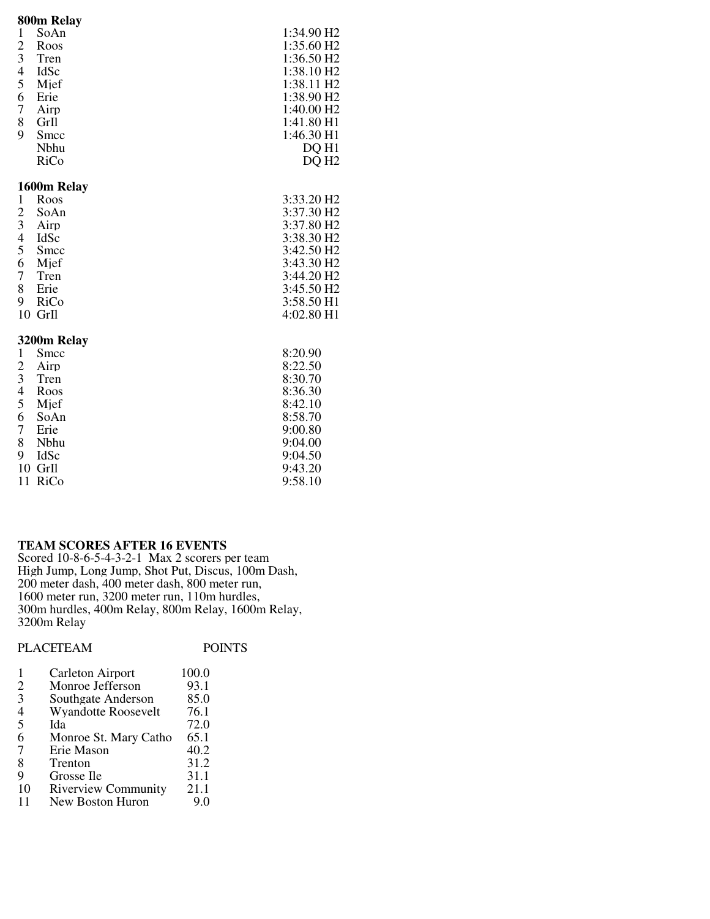**800m Relay**

| | | |
|---|---|---|
| 1 | SoAn | 1:34.90 H2 |
| 2 | Roos | 1:35.60 H2 |
| 3 | Tren | 1:36.50 H2 |
| 4 | IdSc | 1:38.10 H2 |
| 5 | Mjef | 1:38.11 H2 |
| 6 | Erie | 1:38.90 H2 |
| 7 | Airp | 1:40.00 H2 |
| 8 | GrIl | 1:41.80 H1 |
| 9 | Smcc | 1:46.30 H1 |
| | Nbhu | DQ H1 |
| | RiCo | DQ H2 |

**1600m Relay**

| | | |
|---|---|---|
| 1 | Roos | 3:33.20 H2 |
| 2 | SoAn | 3:37.30 H2 |
| 3 | Airp | 3:37.80 H2 |
| 4 | IdSc | 3:38.30 H2 |
| 5 | Smcc | 3:42.50 H2 |
| 6 | Mjef | 3:43.30 H2 |
| 7 | Tren | 3:44.20 H2 |
| 8 | Erie | 3:45.50 H2 |
| 9 | RiCo | 3:58.50 H1 |
| 10 | GrIl | 4:02.80 H1 |

**3200m Relay**

| | | |
|---|---|---|
| 1 | Smcc | 8:20.90 |
| 2 | Airp | 8:22.50 |
| 3 | Tren | 8:30.70 |
| 4 | Roos | 8:36.30 |
| 5 | Mjef | 8:42.10 |
| 6 | SoAn | 8:58.70 |
| 7 | Erie | 9:00.80 |
| 8 | Nbhu | 9:04.00 |
| 9 | IdSc | 9:04.50 |
| 10 | GrIl | 9:43.20 |
| 11 | RiCo | 9:58.10 |

**TEAM SCORES AFTER 16 EVENTS**

Scored 10-8-6-5-4-3-2-1 Max 2 scorers per team
High Jump, Long Jump, Shot Put, Discus, 100m Dash,
200 meter dash, 400 meter dash, 800 meter run,
1600 meter run, 3200 meter run, 110m hurdles,
300m hurdles, 400m Relay, 800m Relay, 1600m Relay,
3200m Relay

| PLACE | TEAM | POINTS |
|---|---|---|
| 1 | Carleton Airport | 100.0 |
| 2 | Monroe Jefferson | 93.1 |
| 3 | Southgate Anderson | 85.0 |
| 4 | Wyandotte Roosevelt | 76.1 |
| 5 | Ida | 72.0 |
| 6 | Monroe St. Mary Catho | 65.1 |
| 7 | Erie Mason | 40.2 |
| 8 | Trenton | 31.2 |
| 9 | Grosse Ile | 31.1 |
| 10 | Riverview Community | 21.1 |
| 11 | New Boston Huron | 9.0 |